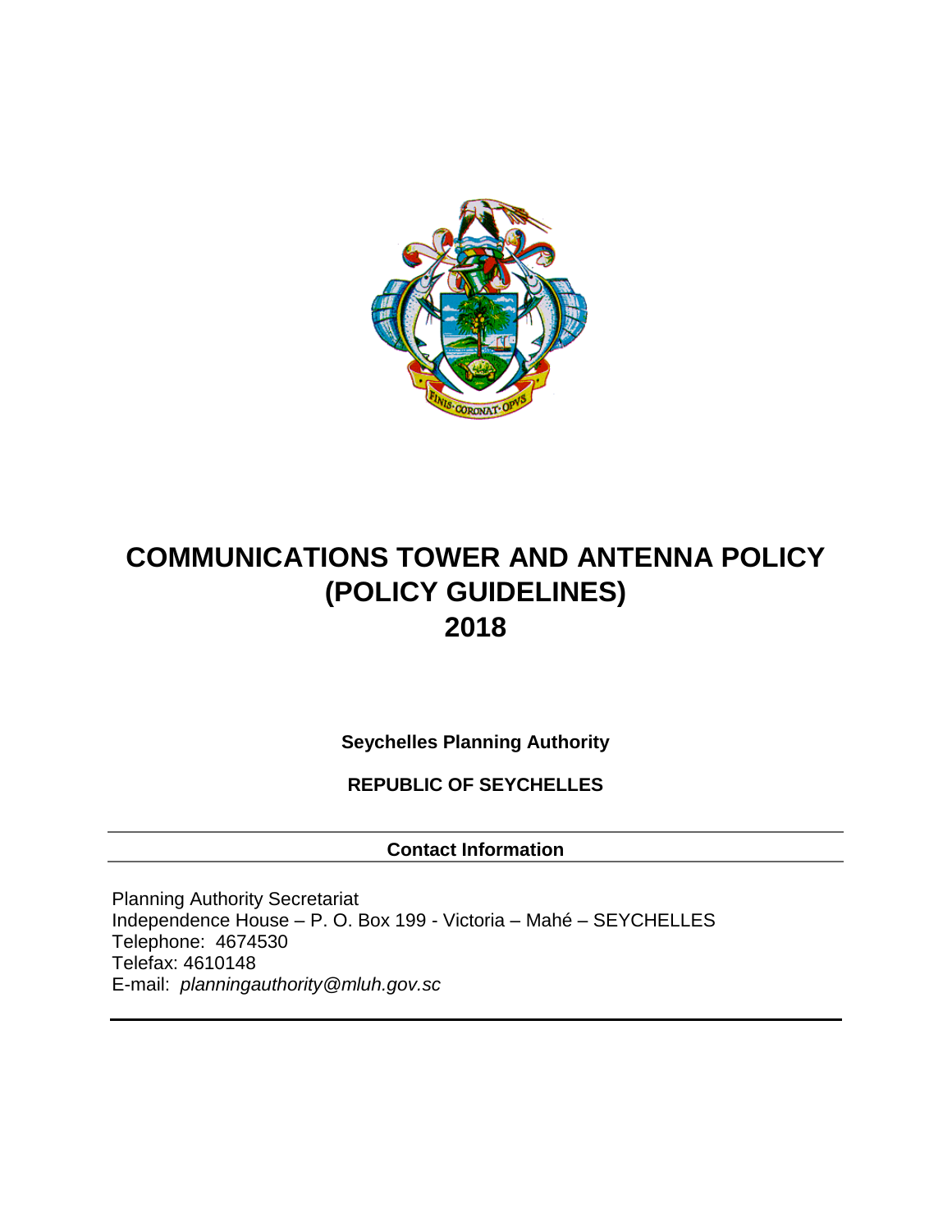# COMMUNICATIONS TOWER AND ANTENNA POLICY (POLICY GUIDELINES) 2018

**Seychelles Planning Authority**

**REPUBLIC OF SEYCHELLES**

---

**Contact Information**

---

Planning Authority Secretariat
Independence House – P. O. Box 199 - Victoria – Mahé – SEYCHELLES
Telephone: 4674530
Telefax: 4610148
E-mail: *planningauthority@mluh.gov.sc*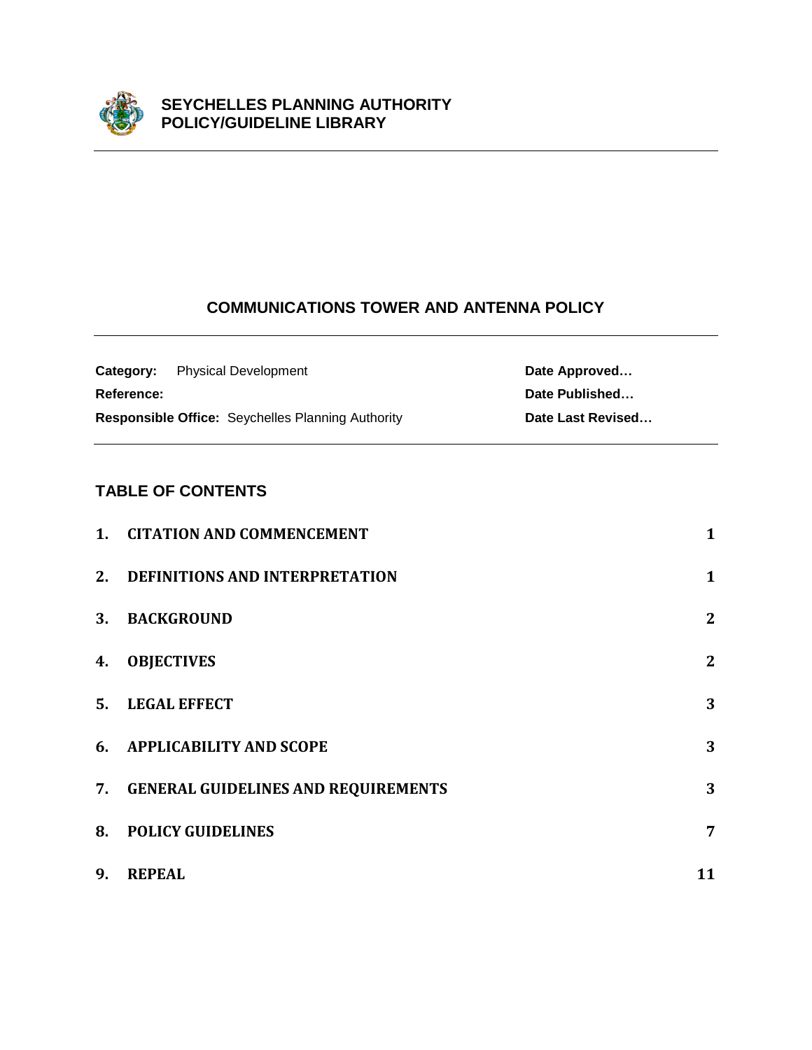**SEYCHELLES PLANNING AUTHORITY**
**POLICY/GUIDELINE LIBRARY**

---

# COMMUNICATIONS TOWER AND ANTENNA POLICY

---

| | |
|---|---|
| **Category:** Physical Development | **Date Approved…** |
| **Reference:** | **Date Published…** |
| **Responsible Office:** Seychelles Planning Authority | **Date Last Revised…** |

---

## TABLE OF CONTENTS

| | | |
|---|---|---|
| **1.** | **CITATION AND COMMENCEMENT** | **1** |
| **2.** | **DEFINITIONS AND INTERPRETATION** | **1** |
| **3.** | **BACKGROUND** | **2** |
| **4.** | **OBJECTIVES** | **2** |
| **5.** | **LEGAL EFFECT** | **3** |
| **6.** | **APPLICABILITY AND SCOPE** | **3** |
| **7.** | **GENERAL GUIDELINES AND REQUIREMENTS** | **3** |
| **8.** | **POLICY GUIDELINES** | **7** |
| **9.** | **REPEAL** | **11** |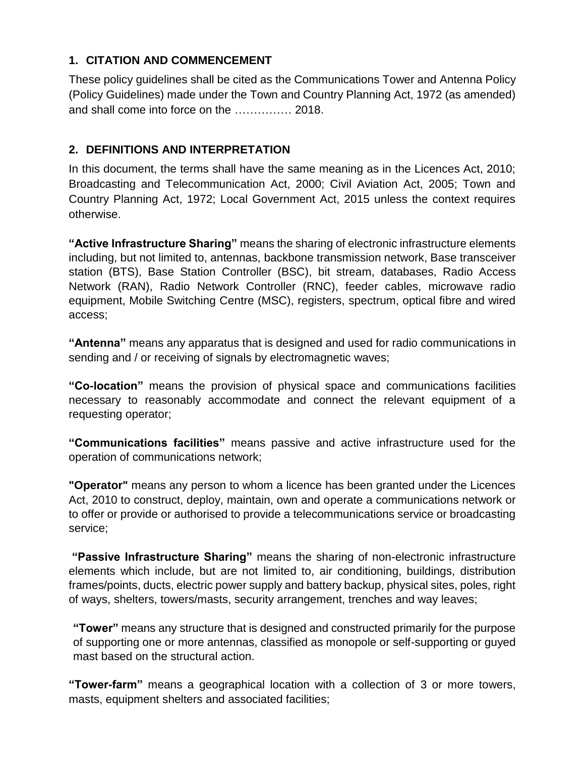## 1. CITATION AND COMMENCEMENT

These policy guidelines shall be cited as the Communications Tower and Antenna Policy (Policy Guidelines) made under the Town and Country Planning Act, 1972 (as amended) and shall come into force on the …………… 2018.

## 2. DEFINITIONS AND INTERPRETATION

In this document, the terms shall have the same meaning as in the Licences Act, 2010; Broadcasting and Telecommunication Act, 2000; Civil Aviation Act, 2005; Town and Country Planning Act, 1972; Local Government Act, 2015 unless the context requires otherwise.

**"Active Infrastructure Sharing"** means the sharing of electronic infrastructure elements including, but not limited to, antennas, backbone transmission network, Base transceiver station (BTS), Base Station Controller (BSC), bit stream, databases, Radio Access Network (RAN), Radio Network Controller (RNC), feeder cables, microwave radio equipment, Mobile Switching Centre (MSC), registers, spectrum, optical fibre and wired access;

**"Antenna"** means any apparatus that is designed and used for radio communications in sending and / or receiving of signals by electromagnetic waves;

**"Co-location"** means the provision of physical space and communications facilities necessary to reasonably accommodate and connect the relevant equipment of a requesting operator;

**"Communications facilities"** means passive and active infrastructure used for the operation of communications network;

**"Operator"** means any person to whom a licence has been granted under the Licences Act, 2010 to construct, deploy, maintain, own and operate a communications network or to offer or provide or authorised to provide a telecommunications service or broadcasting service;

**"Passive Infrastructure Sharing"** means the sharing of non-electronic infrastructure elements which include, but are not limited to, air conditioning, buildings, distribution frames/points, ducts, electric power supply and battery backup, physical sites, poles, right of ways, shelters, towers/masts, security arrangement, trenches and way leaves;

**"Tower"** means any structure that is designed and constructed primarily for the purpose of supporting one or more antennas, classified as monopole or self-supporting or guyed mast based on the structural action.

**"Tower-farm"** means a geographical location with a collection of 3 or more towers, masts, equipment shelters and associated facilities;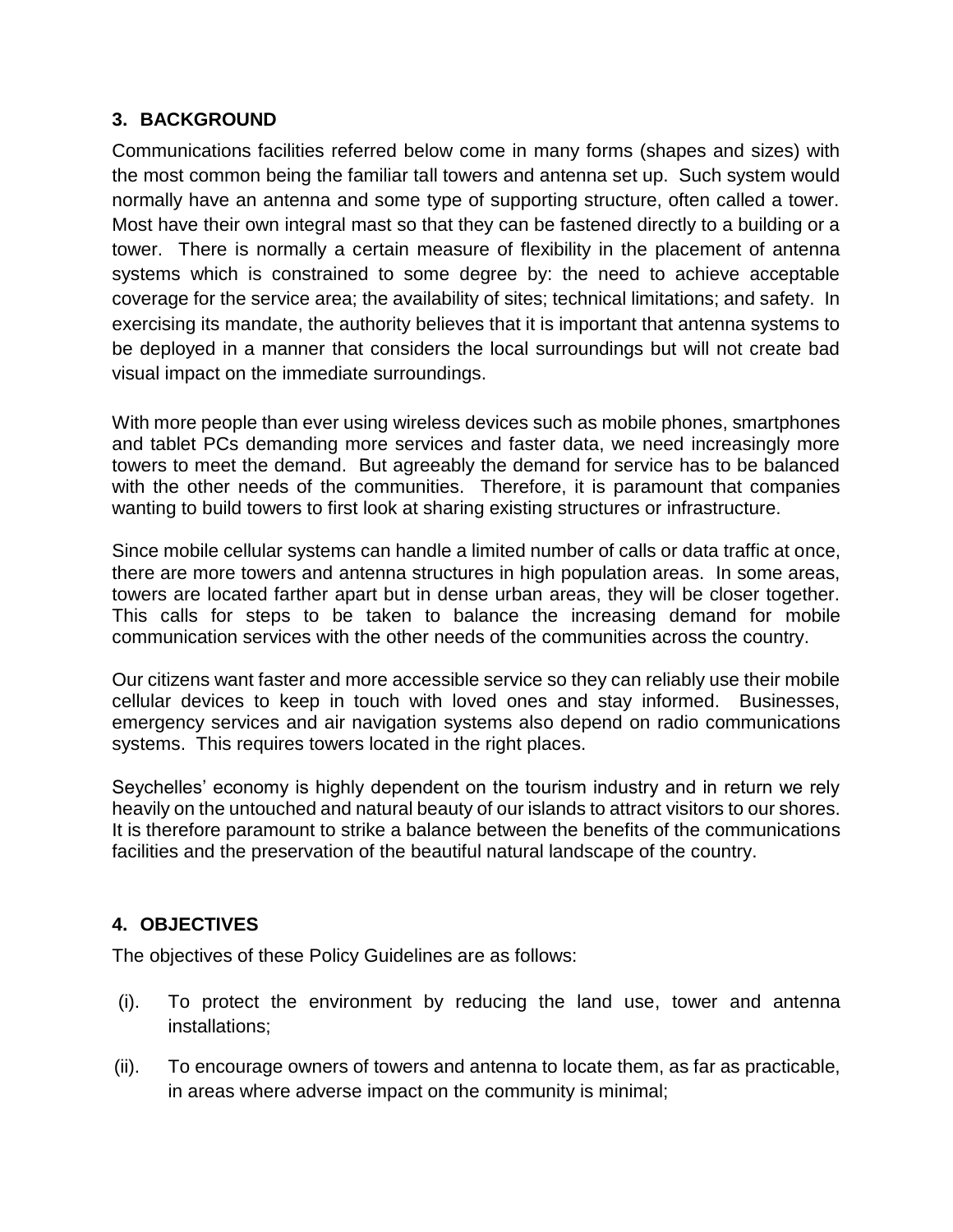## 3. BACKGROUND

Communications facilities referred below come in many forms (shapes and sizes) with the most common being the familiar tall towers and antenna set up. Such system would normally have an antenna and some type of supporting structure, often called a tower. Most have their own integral mast so that they can be fastened directly to a building or a tower. There is normally a certain measure of flexibility in the placement of antenna systems which is constrained to some degree by: the need to achieve acceptable coverage for the service area; the availability of sites; technical limitations; and safety. In exercising its mandate, the authority believes that it is important that antenna systems to be deployed in a manner that considers the local surroundings but will not create bad visual impact on the immediate surroundings.

With more people than ever using wireless devices such as mobile phones, smartphones and tablet PCs demanding more services and faster data, we need increasingly more towers to meet the demand. But agreeably the demand for service has to be balanced with the other needs of the communities. Therefore, it is paramount that companies wanting to build towers to first look at sharing existing structures or infrastructure.

Since mobile cellular systems can handle a limited number of calls or data traffic at once, there are more towers and antenna structures in high population areas. In some areas, towers are located farther apart but in dense urban areas, they will be closer together. This calls for steps to be taken to balance the increasing demand for mobile communication services with the other needs of the communities across the country.

Our citizens want faster and more accessible service so they can reliably use their mobile cellular devices to keep in touch with loved ones and stay informed. Businesses, emergency services and air navigation systems also depend on radio communications systems. This requires towers located in the right places.

Seychelles' economy is highly dependent on the tourism industry and in return we rely heavily on the untouched and natural beauty of our islands to attract visitors to our shores. It is therefore paramount to strike a balance between the benefits of the communications facilities and the preservation of the beautiful natural landscape of the country.

## 4. OBJECTIVES

The objectives of these Policy Guidelines are as follows:

(i). To protect the environment by reducing the land use, tower and antenna installations;

(ii). To encourage owners of towers and antenna to locate them, as far as practicable, in areas where adverse impact on the community is minimal;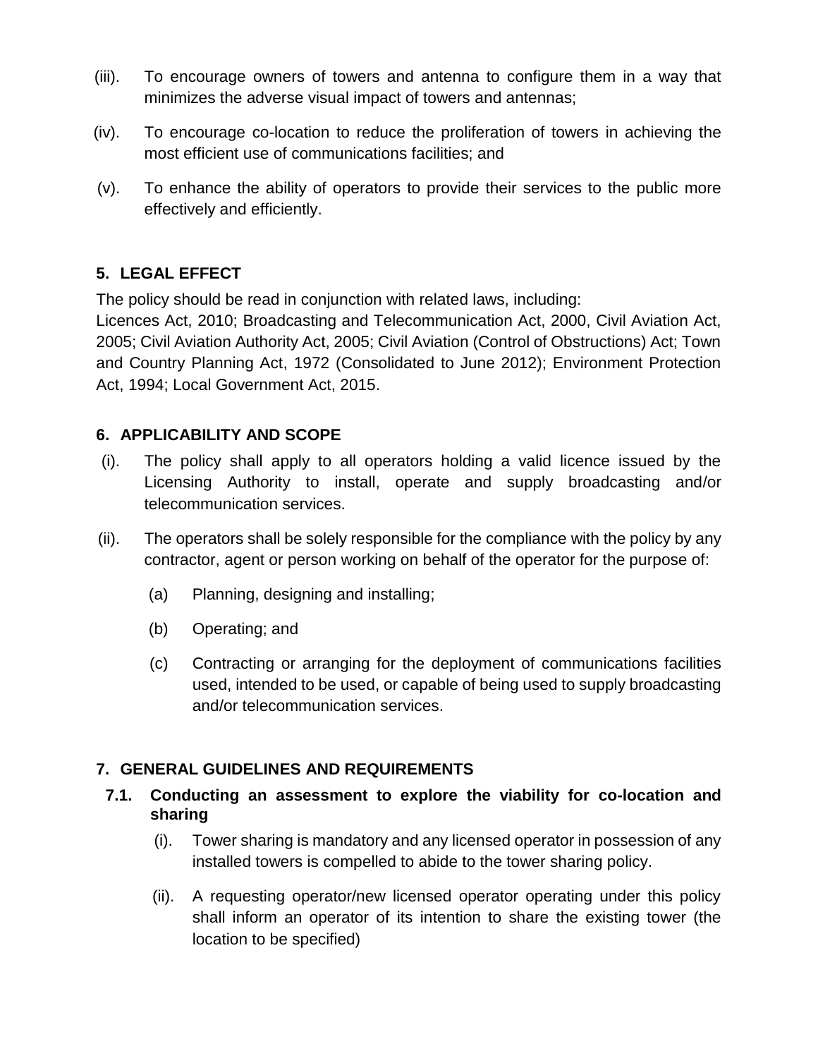(iii). To encourage owners of towers and antenna to configure them in a way that minimizes the adverse visual impact of towers and antennas;

(iv). To encourage co-location to reduce the proliferation of towers in achieving the most efficient use of communications facilities; and

(v). To enhance the ability of operators to provide their services to the public more effectively and efficiently.

## 5. LEGAL EFFECT

The policy should be read in conjunction with related laws, including:
Licences Act, 2010; Broadcasting and Telecommunication Act, 2000, Civil Aviation Act, 2005; Civil Aviation Authority Act, 2005; Civil Aviation (Control of Obstructions) Act; Town and Country Planning Act, 1972 (Consolidated to June 2012); Environment Protection Act, 1994; Local Government Act, 2015.

## 6. APPLICABILITY AND SCOPE

(i). The policy shall apply to all operators holding a valid licence issued by the Licensing Authority to install, operate and supply broadcasting and/or telecommunication services.

(ii). The operators shall be solely responsible for the compliance with the policy by any contractor, agent or person working on behalf of the operator for the purpose of:

(a) Planning, designing and installing;

(b) Operating; and

(c) Contracting or arranging for the deployment of communications facilities used, intended to be used, or capable of being used to supply broadcasting and/or telecommunication services.

## 7. GENERAL GUIDELINES AND REQUIREMENTS

### 7.1. Conducting an assessment to explore the viability for co-location and sharing

(i). Tower sharing is mandatory and any licensed operator in possession of any installed towers is compelled to abide to the tower sharing policy.

(ii). A requesting operator/new licensed operator operating under this policy shall inform an operator of its intention to share the existing tower (the location to be specified)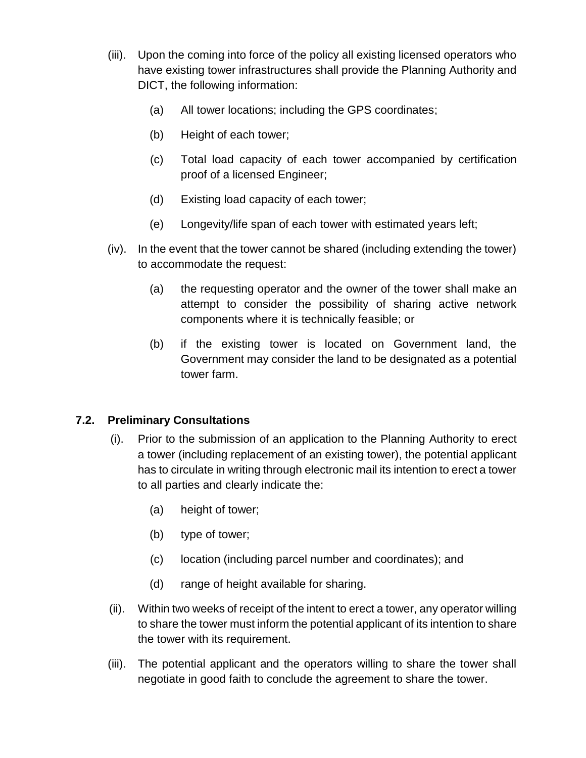(iii). Upon the coming into force of the policy all existing licensed operators who have existing tower infrastructures shall provide the Planning Authority and DICT, the following information:

   (a) All tower locations; including the GPS coordinates;

   (b) Height of each tower;

   (c) Total load capacity of each tower accompanied by certification proof of a licensed Engineer;

   (d) Existing load capacity of each tower;

   (e) Longevity/life span of each tower with estimated years left;

(iv). In the event that the tower cannot be shared (including extending the tower) to accommodate the request:

   (a) the requesting operator and the owner of the tower shall make an attempt to consider the possibility of sharing active network components where it is technically feasible; or

   (b) if the existing tower is located on Government land, the Government may consider the land to be designated as a potential tower farm.

### 7.2. Preliminary Consultations

(i). Prior to the submission of an application to the Planning Authority to erect a tower (including replacement of an existing tower), the potential applicant has to circulate in writing through electronic mail its intention to erect a tower to all parties and clearly indicate the:

   (a) height of tower;

   (b) type of tower;

   (c) location (including parcel number and coordinates); and

   (d) range of height available for sharing.

(ii). Within two weeks of receipt of the intent to erect a tower, any operator willing to share the tower must inform the potential applicant of its intention to share the tower with its requirement.

(iii). The potential applicant and the operators willing to share the tower shall negotiate in good faith to conclude the agreement to share the tower.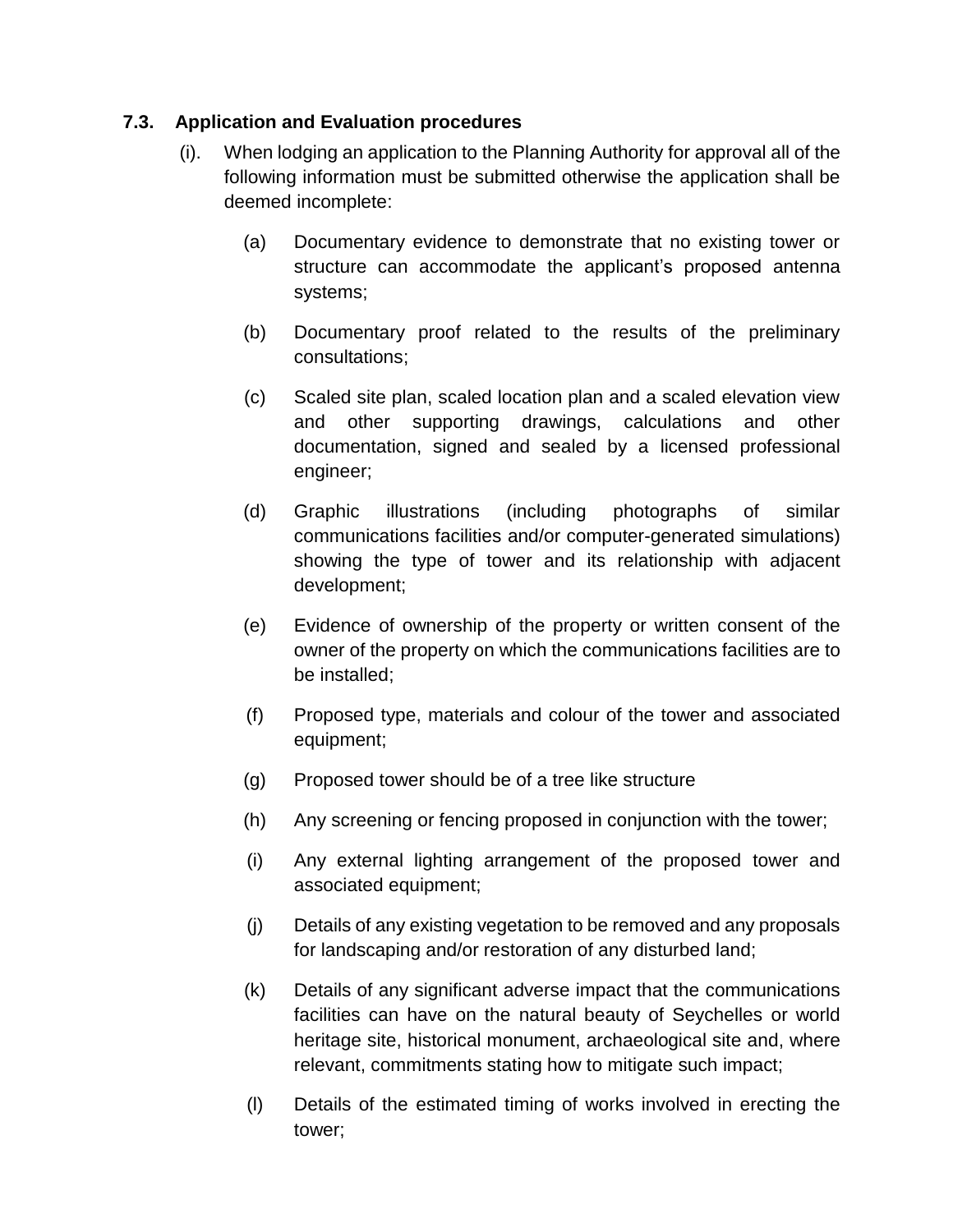### 7.3. Application and Evaluation procedures

(i). When lodging an application to the Planning Authority for approval all of the following information must be submitted otherwise the application shall be deemed incomplete:

(a) Documentary evidence to demonstrate that no existing tower or structure can accommodate the applicant's proposed antenna systems;

(b) Documentary proof related to the results of the preliminary consultations;

(c) Scaled site plan, scaled location plan and a scaled elevation view and other supporting drawings, calculations and other documentation, signed and sealed by a licensed professional engineer;

(d) Graphic illustrations (including photographs of similar communications facilities and/or computer-generated simulations) showing the type of tower and its relationship with adjacent development;

(e) Evidence of ownership of the property or written consent of the owner of the property on which the communications facilities are to be installed;

(f) Proposed type, materials and colour of the tower and associated equipment;

(g) Proposed tower should be of a tree like structure

(h) Any screening or fencing proposed in conjunction with the tower;

(i) Any external lighting arrangement of the proposed tower and associated equipment;

(j) Details of any existing vegetation to be removed and any proposals for landscaping and/or restoration of any disturbed land;

(k) Details of any significant adverse impact that the communications facilities can have on the natural beauty of Seychelles or world heritage site, historical monument, archaeological site and, where relevant, commitments stating how to mitigate such impact;

(l) Details of the estimated timing of works involved in erecting the tower;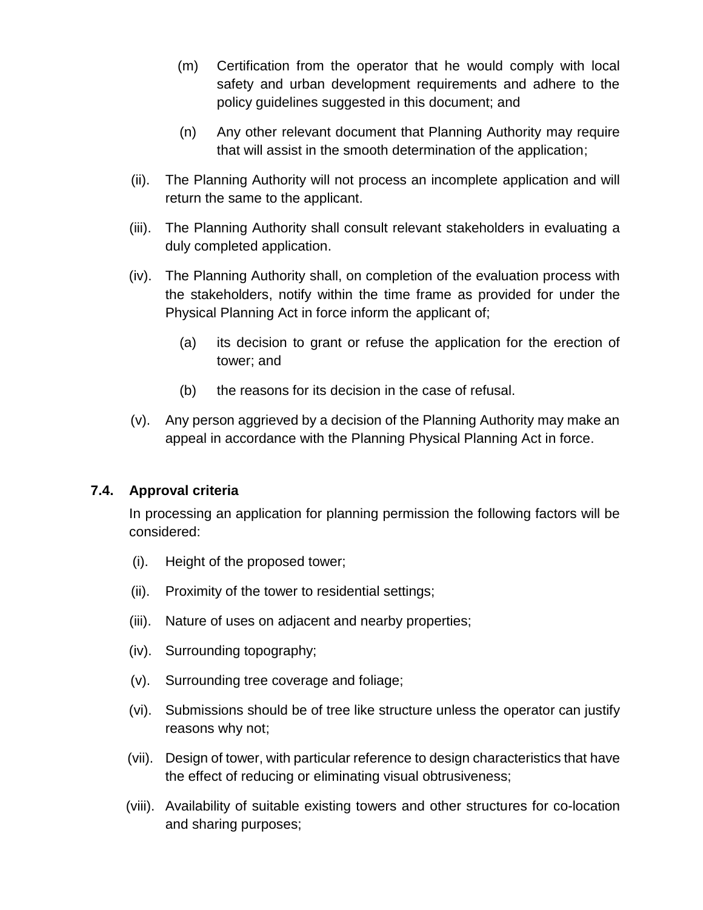(m) Certification from the operator that he would comply with local safety and urban development requirements and adhere to the policy guidelines suggested in this document; and

(n) Any other relevant document that Planning Authority may require that will assist in the smooth determination of the application;

(ii). The Planning Authority will not process an incomplete application and will return the same to the applicant.

(iii). The Planning Authority shall consult relevant stakeholders in evaluating a duly completed application.

(iv). The Planning Authority shall, on completion of the evaluation process with the stakeholders, notify within the time frame as provided for under the Physical Planning Act in force inform the applicant of;

  (a) its decision to grant or refuse the application for the erection of tower; and

  (b) the reasons for its decision in the case of refusal.

(v). Any person aggrieved by a decision of the Planning Authority may make an appeal in accordance with the Planning Physical Planning Act in force.

### 7.4. Approval criteria

In processing an application for planning permission the following factors will be considered:

(i). Height of the proposed tower;

(ii). Proximity of the tower to residential settings;

(iii). Nature of uses on adjacent and nearby properties;

(iv). Surrounding topography;

(v). Surrounding tree coverage and foliage;

(vi). Submissions should be of tree like structure unless the operator can justify reasons why not;

(vii). Design of tower, with particular reference to design characteristics that have the effect of reducing or eliminating visual obtrusiveness;

(viii). Availability of suitable existing towers and other structures for co-location and sharing purposes;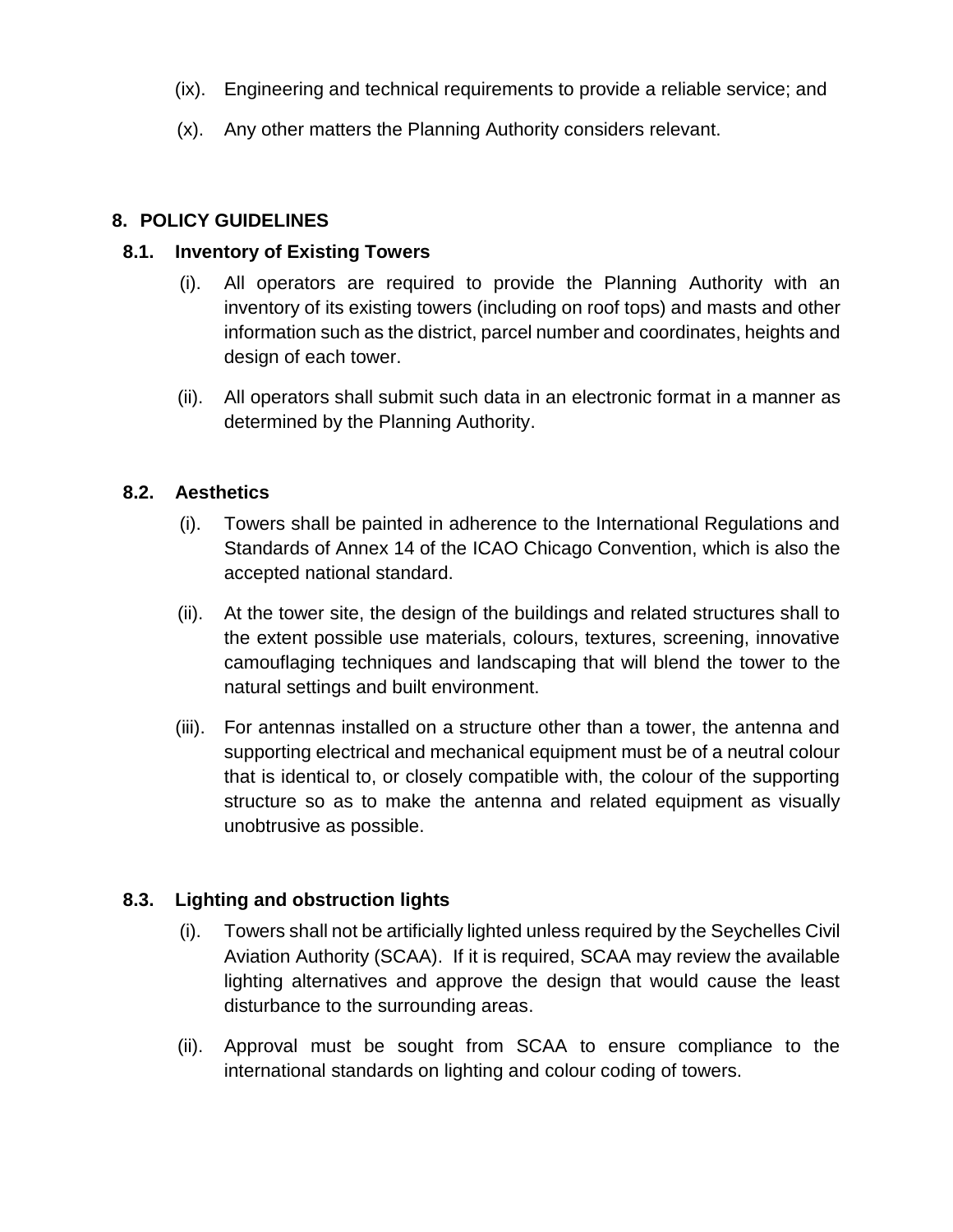(ix). Engineering and technical requirements to provide a reliable service; and

(x). Any other matters the Planning Authority considers relevant.

## 8. POLICY GUIDELINES

### 8.1. Inventory of Existing Towers

(i). All operators are required to provide the Planning Authority with an inventory of its existing towers (including on roof tops) and masts and other information such as the district, parcel number and coordinates, heights and design of each tower.

(ii). All operators shall submit such data in an electronic format in a manner as determined by the Planning Authority.

### 8.2. Aesthetics

(i). Towers shall be painted in adherence to the International Regulations and Standards of Annex 14 of the ICAO Chicago Convention, which is also the accepted national standard.

(ii). At the tower site, the design of the buildings and related structures shall to the extent possible use materials, colours, textures, screening, innovative camouflaging techniques and landscaping that will blend the tower to the natural settings and built environment.

(iii). For antennas installed on a structure other than a tower, the antenna and supporting electrical and mechanical equipment must be of a neutral colour that is identical to, or closely compatible with, the colour of the supporting structure so as to make the antenna and related equipment as visually unobtrusive as possible.

### 8.3. Lighting and obstruction lights

(i). Towers shall not be artificially lighted unless required by the Seychelles Civil Aviation Authority (SCAA). If it is required, SCAA may review the available lighting alternatives and approve the design that would cause the least disturbance to the surrounding areas.

(ii). Approval must be sought from SCAA to ensure compliance to the international standards on lighting and colour coding of towers.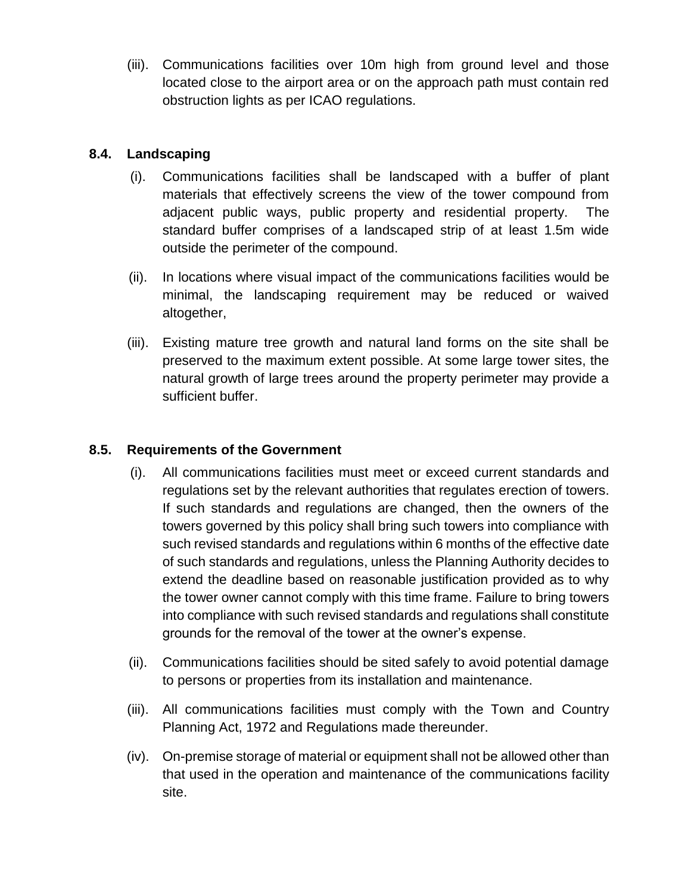(iii). Communications facilities over 10m high from ground level and those located close to the airport area or on the approach path must contain red obstruction lights as per ICAO regulations.

### 8.4. Landscaping

(i). Communications facilities shall be landscaped with a buffer of plant materials that effectively screens the view of the tower compound from adjacent public ways, public property and residential property. The standard buffer comprises of a landscaped strip of at least 1.5m wide outside the perimeter of the compound.

(ii). In locations where visual impact of the communications facilities would be minimal, the landscaping requirement may be reduced or waived altogether,

(iii). Existing mature tree growth and natural land forms on the site shall be preserved to the maximum extent possible. At some large tower sites, the natural growth of large trees around the property perimeter may provide a sufficient buffer.

### 8.5. Requirements of the Government

(i). All communications facilities must meet or exceed current standards and regulations set by the relevant authorities that regulates erection of towers. If such standards and regulations are changed, then the owners of the towers governed by this policy shall bring such towers into compliance with such revised standards and regulations within 6 months of the effective date of such standards and regulations, unless the Planning Authority decides to extend the deadline based on reasonable justification provided as to why the tower owner cannot comply with this time frame. Failure to bring towers into compliance with such revised standards and regulations shall constitute grounds for the removal of the tower at the owner's expense.

(ii). Communications facilities should be sited safely to avoid potential damage to persons or properties from its installation and maintenance.

(iii). All communications facilities must comply with the Town and Country Planning Act, 1972 and Regulations made thereunder.

(iv). On-premise storage of material or equipment shall not be allowed other than that used in the operation and maintenance of the communications facility site.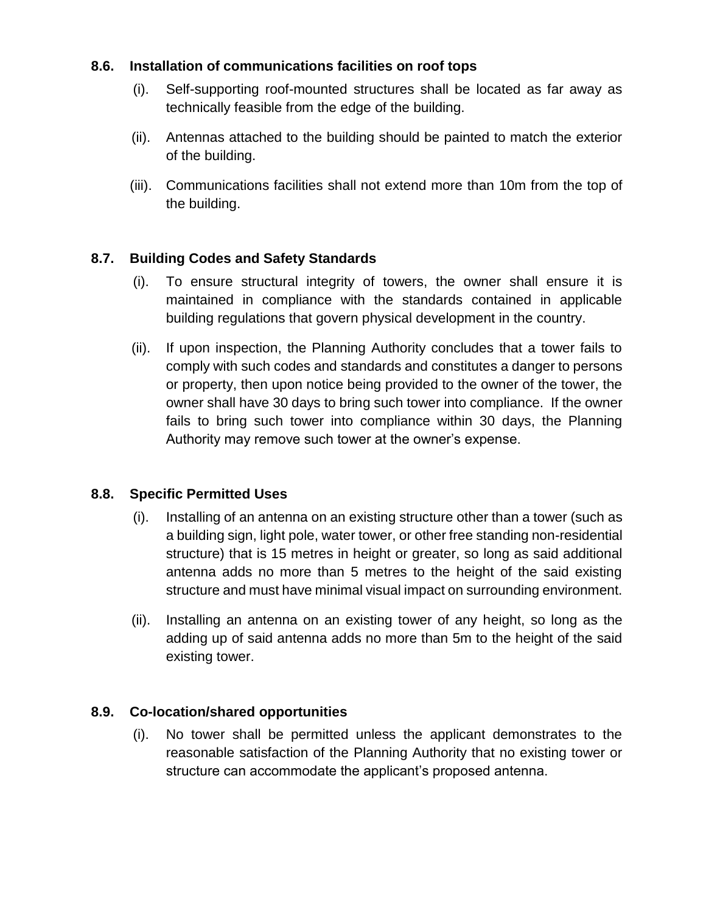### 8.6. Installation of communications facilities on roof tops

(i). Self-supporting roof-mounted structures shall be located as far away as technically feasible from the edge of the building.

(ii). Antennas attached to the building should be painted to match the exterior of the building.

(iii). Communications facilities shall not extend more than 10m from the top of the building.

### 8.7. Building Codes and Safety Standards

(i). To ensure structural integrity of towers, the owner shall ensure it is maintained in compliance with the standards contained in applicable building regulations that govern physical development in the country.

(ii). If upon inspection, the Planning Authority concludes that a tower fails to comply with such codes and standards and constitutes a danger to persons or property, then upon notice being provided to the owner of the tower, the owner shall have 30 days to bring such tower into compliance. If the owner fails to bring such tower into compliance within 30 days, the Planning Authority may remove such tower at the owner's expense.

### 8.8. Specific Permitted Uses

(i). Installing of an antenna on an existing structure other than a tower (such as a building sign, light pole, water tower, or other free standing non-residential structure) that is 15 metres in height or greater, so long as said additional antenna adds no more than 5 metres to the height of the said existing structure and must have minimal visual impact on surrounding environment.

(ii). Installing an antenna on an existing tower of any height, so long as the adding up of said antenna adds no more than 5m to the height of the said existing tower.

### 8.9. Co-location/shared opportunities

(i). No tower shall be permitted unless the applicant demonstrates to the reasonable satisfaction of the Planning Authority that no existing tower or structure can accommodate the applicant's proposed antenna.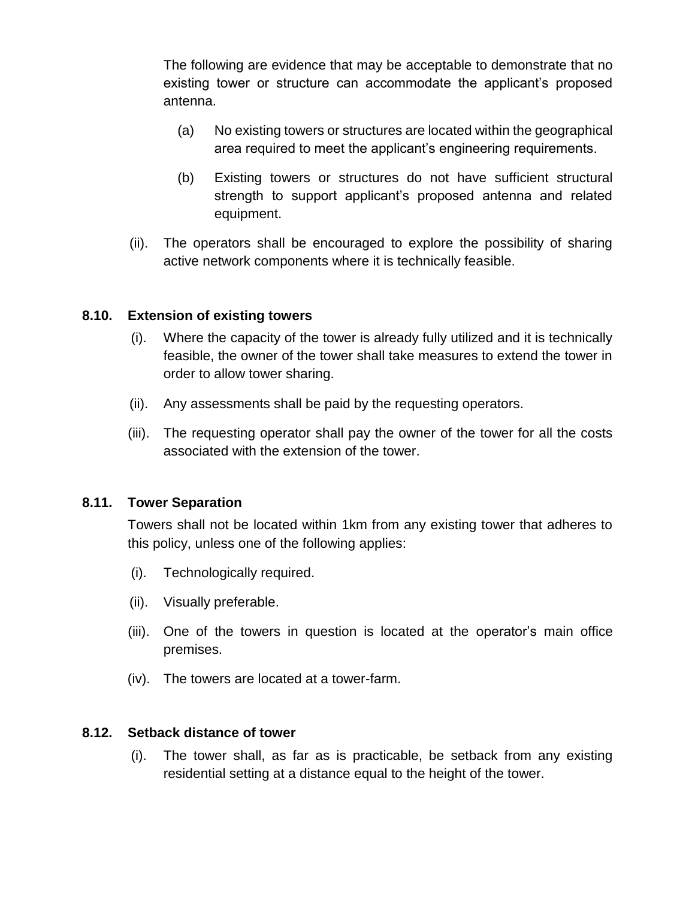The following are evidence that may be acceptable to demonstrate that no existing tower or structure can accommodate the applicant's proposed antenna.

(a) No existing towers or structures are located within the geographical area required to meet the applicant's engineering requirements.

(b) Existing towers or structures do not have sufficient structural strength to support applicant's proposed antenna and related equipment.

(ii). The operators shall be encouraged to explore the possibility of sharing active network components where it is technically feasible.

### 8.10. Extension of existing towers

(i). Where the capacity of the tower is already fully utilized and it is technically feasible, the owner of the tower shall take measures to extend the tower in order to allow tower sharing.

(ii). Any assessments shall be paid by the requesting operators.

(iii). The requesting operator shall pay the owner of the tower for all the costs associated with the extension of the tower.

### 8.11. Tower Separation

Towers shall not be located within 1km from any existing tower that adheres to this policy, unless one of the following applies:

(i). Technologically required.

(ii). Visually preferable.

(iii). One of the towers in question is located at the operator's main office premises.

(iv). The towers are located at a tower-farm.

### 8.12. Setback distance of tower

(i). The tower shall, as far as is practicable, be setback from any existing residential setting at a distance equal to the height of the tower.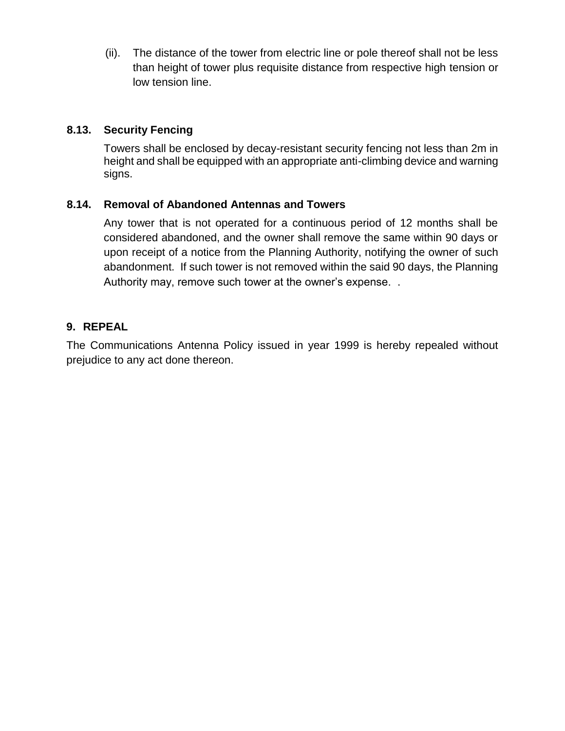(ii). The distance of the tower from electric line or pole thereof shall not be less than height of tower plus requisite distance from respective high tension or low tension line.

### 8.13. Security Fencing

Towers shall be enclosed by decay-resistant security fencing not less than 2m in height and shall be equipped with an appropriate anti-climbing device and warning signs.

### 8.14. Removal of Abandoned Antennas and Towers

Any tower that is not operated for a continuous period of 12 months shall be considered abandoned, and the owner shall remove the same within 90 days or upon receipt of a notice from the Planning Authority, notifying the owner of such abandonment. If such tower is not removed within the said 90 days, the Planning Authority may, remove such tower at the owner's expense. .

## 9. REPEAL

The Communications Antenna Policy issued in year 1999 is hereby repealed without prejudice to any act done thereon.